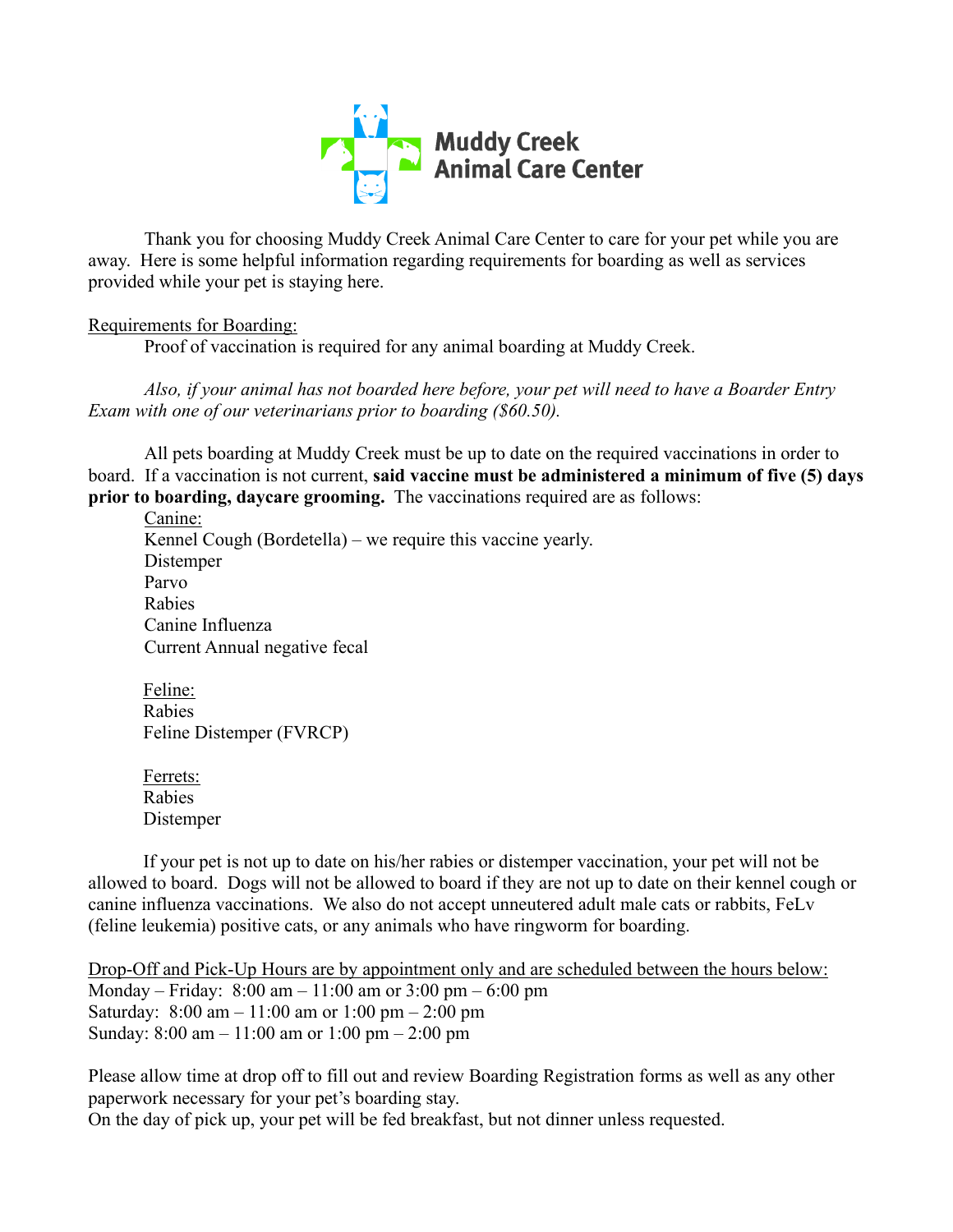# Muddy Creek Animal Care Center

Thank you for choosing Muddy Creek Animal Care Center to care for your pet while you are away. Here is some helpful information regarding requirements for boarding as well as services provided while your pet is staying here.

Requirements for Boarding:

Proof of vaccination is required for any animal boarding at Muddy Creek.

*Also, if your animal has not boarded here before, your pet will need to have a Boarder Entry Exam with one of our veterinarians prior to boarding ($60.50).*

All pets boarding at Muddy Creek must be up to date on the required vaccinations in order to board. If a vaccination is not current, **said vaccine must be administered a minimum of five (5) days prior to boarding, daycare grooming.** The vaccinations required are as follows:

Canine:
Kennel Cough (Bordetella) – we require this vaccine yearly.
Distemper
Parvo
Rabies
Canine Influenza
Current Annual negative fecal

Feline:
Rabies
Feline Distemper (FVRCP)

Ferrets:
Rabies
Distemper

If your pet is not up to date on his/her rabies or distemper vaccination, your pet will not be allowed to board. Dogs will not be allowed to board if they are not up to date on their kennel cough or canine influenza vaccinations. We also do not accept unneutered adult male cats or rabbits, FeLv (feline leukemia) positive cats, or any animals who have ringworm for boarding.

Drop-Off and Pick-Up Hours are by appointment only and are scheduled between the hours below:
Monday – Friday: 8:00 am – 11:00 am or 3:00 pm – 6:00 pm
Saturday: 8:00 am – 11:00 am or 1:00 pm – 2:00 pm
Sunday: 8:00 am – 11:00 am or 1:00 pm – 2:00 pm

Please allow time at drop off to fill out and review Boarding Registration forms as well as any other paperwork necessary for your pet's boarding stay.
On the day of pick up, your pet will be fed breakfast, but not dinner unless requested.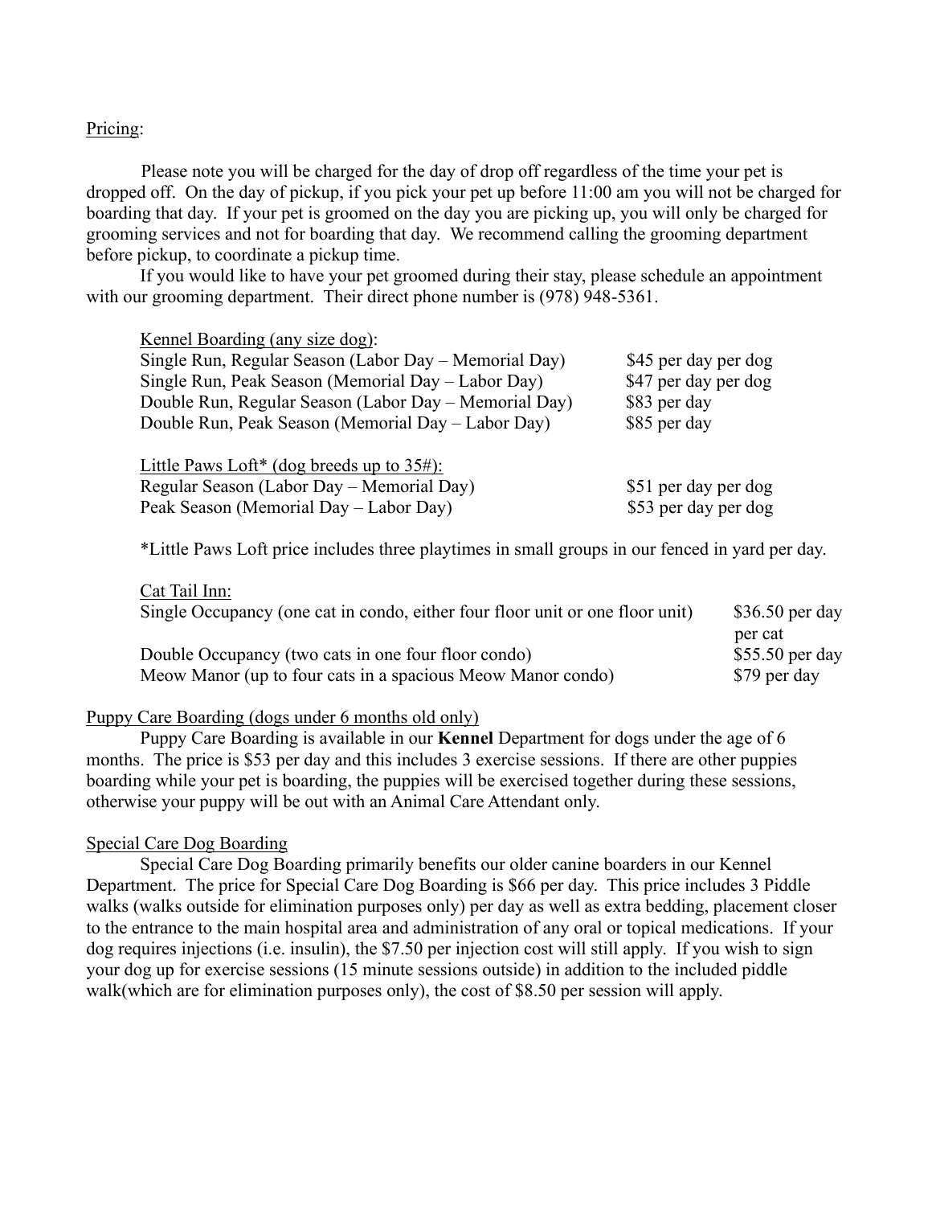Pricing:

Please note you will be charged for the day of drop off regardless of the time your pet is dropped off. On the day of pickup, if you pick your pet up before 11:00 am you will not be charged for boarding that day. If your pet is groomed on the day you are picking up, you will only be charged for grooming services and not for boarding that day. We recommend calling the grooming department before pickup, to coordinate a pickup time.

If you would like to have your pet groomed during their stay, please schedule an appointment with our grooming department. Their direct phone number is (978) 948-5361.

| Kennel Boarding (any size dog): | |
|---|---|
| Single Run, Regular Season (Labor Day – Memorial Day) | $45 per day per dog |
| Single Run, Peak Season (Memorial Day – Labor Day) | $47 per day per dog |
| Double Run, Regular Season (Labor Day – Memorial Day) | $83 per day |
| Double Run, Peak Season (Memorial Day – Labor Day) | $85 per day |

| Little Paws Loft* (dog breeds up to 35#): | |
|---|---|
| Regular Season (Labor Day – Memorial Day) | $51 per day per dog |
| Peak Season (Memorial Day – Labor Day) | $53 per day per dog |

*Little Paws Loft price includes three playtimes in small groups in our fenced in yard per day.

| Cat Tail Inn: | |
|---|---|
| Single Occupancy (one cat in condo, either four floor unit or one floor unit) | $36.50 per day per cat |
| Double Occupancy (two cats in one four floor condo) | $55.50 per day |
| Meow Manor (up to four cats in a spacious Meow Manor condo) | $79 per day |

Puppy Care Boarding (dogs under 6 months old only)

Puppy Care Boarding is available in our **Kennel** Department for dogs under the age of 6 months. The price is $53 per day and this includes 3 exercise sessions. If there are other puppies boarding while your pet is boarding, the puppies will be exercised together during these sessions, otherwise your puppy will be out with an Animal Care Attendant only.

Special Care Dog Boarding

Special Care Dog Boarding primarily benefits our older canine boarders in our Kennel Department. The price for Special Care Dog Boarding is $66 per day. This price includes 3 Piddle walks (walks outside for elimination purposes only) per day as well as extra bedding, placement closer to the entrance to the main hospital area and administration of any oral or topical medications. If your dog requires injections (i.e. insulin), the $7.50 per injection cost will still apply. If you wish to sign your dog up for exercise sessions (15 minute sessions outside) in addition to the included piddle walk(which are for elimination purposes only), the cost of $8.50 per session will apply.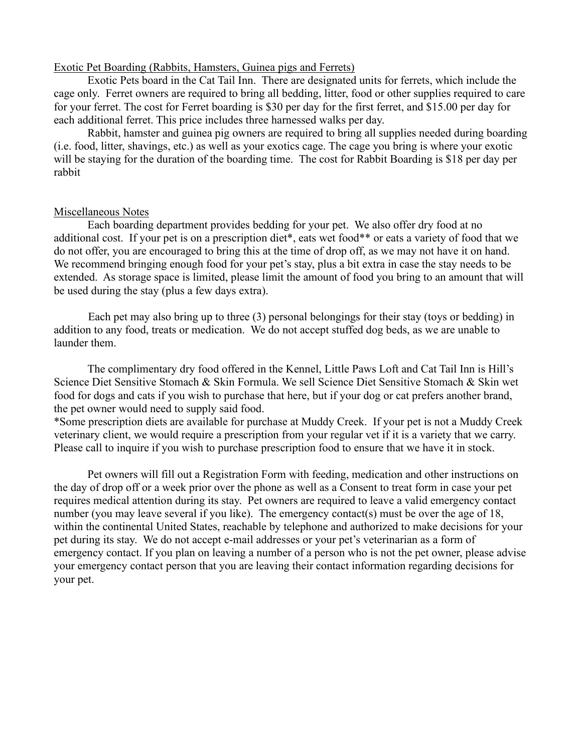## Exotic Pet Boarding (Rabbits, Hamsters, Guinea pigs and Ferrets)

Exotic Pets board in the Cat Tail Inn. There are designated units for ferrets, which include the cage only. Ferret owners are required to bring all bedding, litter, food or other supplies required to care for your ferret. The cost for Ferret boarding is $30 per day for the first ferret, and $15.00 per day for each additional ferret. This price includes three harnessed walks per day.

Rabbit, hamster and guinea pig owners are required to bring all supplies needed during boarding (i.e. food, litter, shavings, etc.) as well as your exotics cage. The cage you bring is where your exotic will be staying for the duration of the boarding time. The cost for Rabbit Boarding is $18 per day per rabbit

## Miscellaneous Notes

Each boarding department provides bedding for your pet. We also offer dry food at no additional cost. If your pet is on a prescription diet*, eats wet food** or eats a variety of food that we do not offer, you are encouraged to bring this at the time of drop off, as we may not have it on hand. We recommend bringing enough food for your pet's stay, plus a bit extra in case the stay needs to be extended. As storage space is limited, please limit the amount of food you bring to an amount that will be used during the stay (plus a few days extra).

Each pet may also bring up to three (3) personal belongings for their stay (toys or bedding) in addition to any food, treats or medication. We do not accept stuffed dog beds, as we are unable to launder them.

The complimentary dry food offered in the Kennel, Little Paws Loft and Cat Tail Inn is Hill's Science Diet Sensitive Stomach & Skin Formula. We sell Science Diet Sensitive Stomach & Skin wet food for dogs and cats if you wish to purchase that here, but if your dog or cat prefers another brand, the pet owner would need to supply said food.

*Some prescription diets are available for purchase at Muddy Creek. If your pet is not a Muddy Creek veterinary client, we would require a prescription from your regular vet if it is a variety that we carry. Please call to inquire if you wish to purchase prescription food to ensure that we have it in stock.

Pet owners will fill out a Registration Form with feeding, medication and other instructions on the day of drop off or a week prior over the phone as well as a Consent to treat form in case your pet requires medical attention during its stay. Pet owners are required to leave a valid emergency contact number (you may leave several if you like). The emergency contact(s) must be over the age of 18, within the continental United States, reachable by telephone and authorized to make decisions for your pet during its stay. We do not accept e-mail addresses or your pet's veterinarian as a form of emergency contact. If you plan on leaving a number of a person who is not the pet owner, please advise your emergency contact person that you are leaving their contact information regarding decisions for your pet.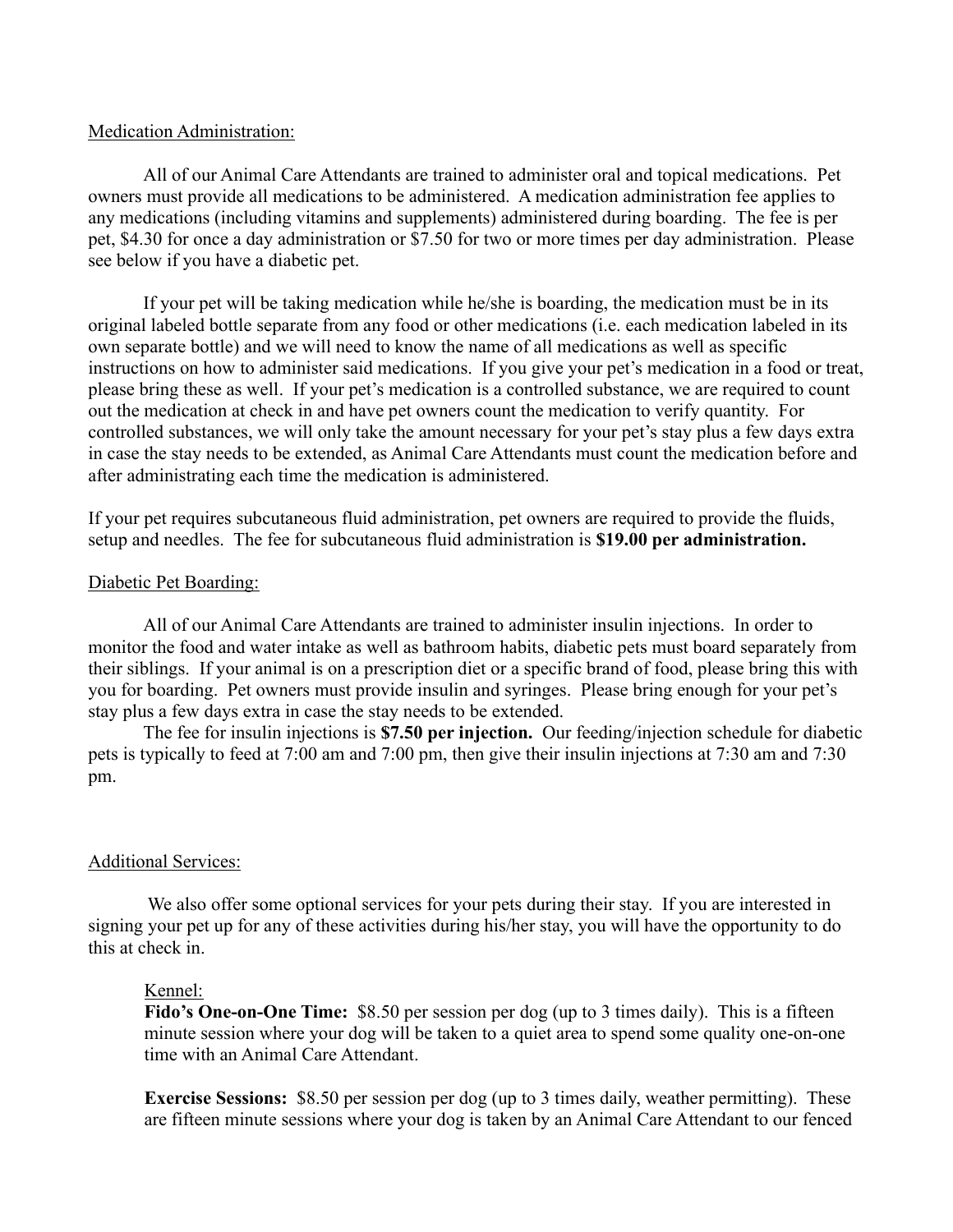Medication Administration:

All of our Animal Care Attendants are trained to administer oral and topical medications. Pet owners must provide all medications to be administered. A medication administration fee applies to any medications (including vitamins and supplements) administered during boarding. The fee is per pet, $4.30 for once a day administration or $7.50 for two or more times per day administration. Please see below if you have a diabetic pet.

If your pet will be taking medication while he/she is boarding, the medication must be in its original labeled bottle separate from any food or other medications (i.e. each medication labeled in its own separate bottle) and we will need to know the name of all medications as well as specific instructions on how to administer said medications. If you give your pet's medication in a food or treat, please bring these as well. If your pet's medication is a controlled substance, we are required to count out the medication at check in and have pet owners count the medication to verify quantity. For controlled substances, we will only take the amount necessary for your pet's stay plus a few days extra in case the stay needs to be extended, as Animal Care Attendants must count the medication before and after administrating each time the medication is administered.

If your pet requires subcutaneous fluid administration, pet owners are required to provide the fluids, setup and needles. The fee for subcutaneous fluid administration is **$19.00 per administration.**

Diabetic Pet Boarding:

All of our Animal Care Attendants are trained to administer insulin injections. In order to monitor the food and water intake as well as bathroom habits, diabetic pets must board separately from their siblings. If your animal is on a prescription diet or a specific brand of food, please bring this with you for boarding. Pet owners must provide insulin and syringes. Please bring enough for your pet's stay plus a few days extra in case the stay needs to be extended.

The fee for insulin injections is **$7.50 per injection.** Our feeding/injection schedule for diabetic pets is typically to feed at 7:00 am and 7:00 pm, then give their insulin injections at 7:30 am and 7:30 pm.

Additional Services:

We also offer some optional services for your pets during their stay. If you are interested in signing your pet up for any of these activities during his/her stay, you will have the opportunity to do this at check in.

Kennel:

**Fido's One-on-One Time:** $8.50 per session per dog (up to 3 times daily). This is a fifteen minute session where your dog will be taken to a quiet area to spend some quality one-on-one time with an Animal Care Attendant.

**Exercise Sessions:** $8.50 per session per dog (up to 3 times daily, weather permitting). These are fifteen minute sessions where your dog is taken by an Animal Care Attendant to our fenced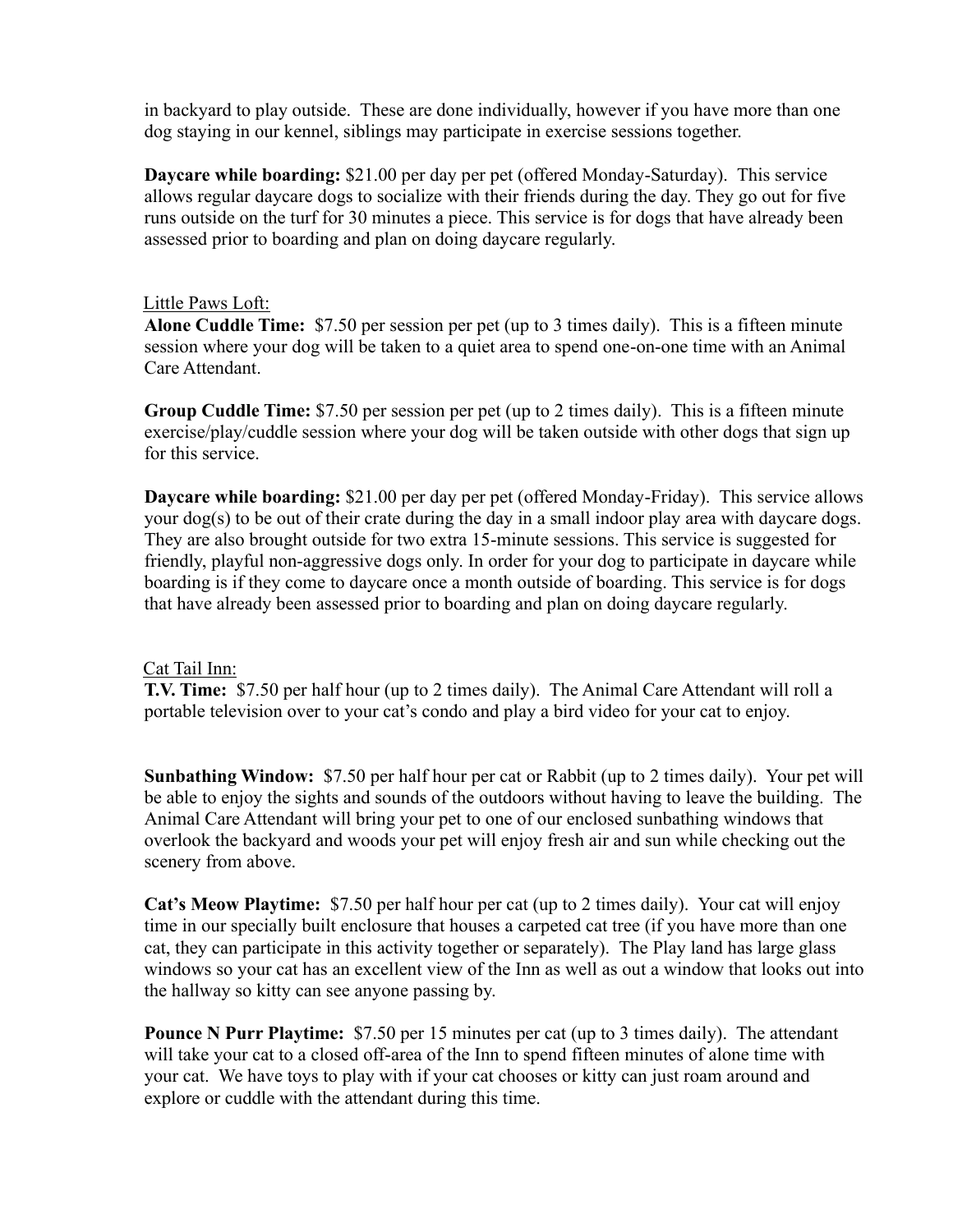in backyard to play outside. These are done individually, however if you have more than one dog staying in our kennel, siblings may participate in exercise sessions together.

**Daycare while boarding:** $21.00 per day per pet (offered Monday-Saturday). This service allows regular daycare dogs to socialize with their friends during the day. They go out for five runs outside on the turf for 30 minutes a piece. This service is for dogs that have already been assessed prior to boarding and plan on doing daycare regularly.

Little Paws Loft:

**Alone Cuddle Time:** $7.50 per session per pet (up to 3 times daily). This is a fifteen minute session where your dog will be taken to a quiet area to spend one-on-one time with an Animal Care Attendant.

**Group Cuddle Time:** $7.50 per session per pet (up to 2 times daily). This is a fifteen minute exercise/play/cuddle session where your dog will be taken outside with other dogs that sign up for this service.

**Daycare while boarding:** $21.00 per day per pet (offered Monday-Friday). This service allows your dog(s) to be out of their crate during the day in a small indoor play area with daycare dogs. They are also brought outside for two extra 15-minute sessions. This service is suggested for friendly, playful non-aggressive dogs only. In order for your dog to participate in daycare while boarding is if they come to daycare once a month outside of boarding. This service is for dogs that have already been assessed prior to boarding and plan on doing daycare regularly.

Cat Tail Inn:

**T.V. Time:** $7.50 per half hour (up to 2 times daily). The Animal Care Attendant will roll a portable television over to your cat's condo and play a bird video for your cat to enjoy.

**Sunbathing Window:** $7.50 per half hour per cat or Rabbit (up to 2 times daily). Your pet will be able to enjoy the sights and sounds of the outdoors without having to leave the building. The Animal Care Attendant will bring your pet to one of our enclosed sunbathing windows that overlook the backyard and woods your pet will enjoy fresh air and sun while checking out the scenery from above.

**Cat's Meow Playtime:** $7.50 per half hour per cat (up to 2 times daily). Your cat will enjoy time in our specially built enclosure that houses a carpeted cat tree (if you have more than one cat, they can participate in this activity together or separately). The Play land has large glass windows so your cat has an excellent view of the Inn as well as out a window that looks out into the hallway so kitty can see anyone passing by.

**Pounce N Purr Playtime:** $7.50 per 15 minutes per cat (up to 3 times daily). The attendant will take your cat to a closed off-area of the Inn to spend fifteen minutes of alone time with your cat. We have toys to play with if your cat chooses or kitty can just roam around and explore or cuddle with the attendant during this time.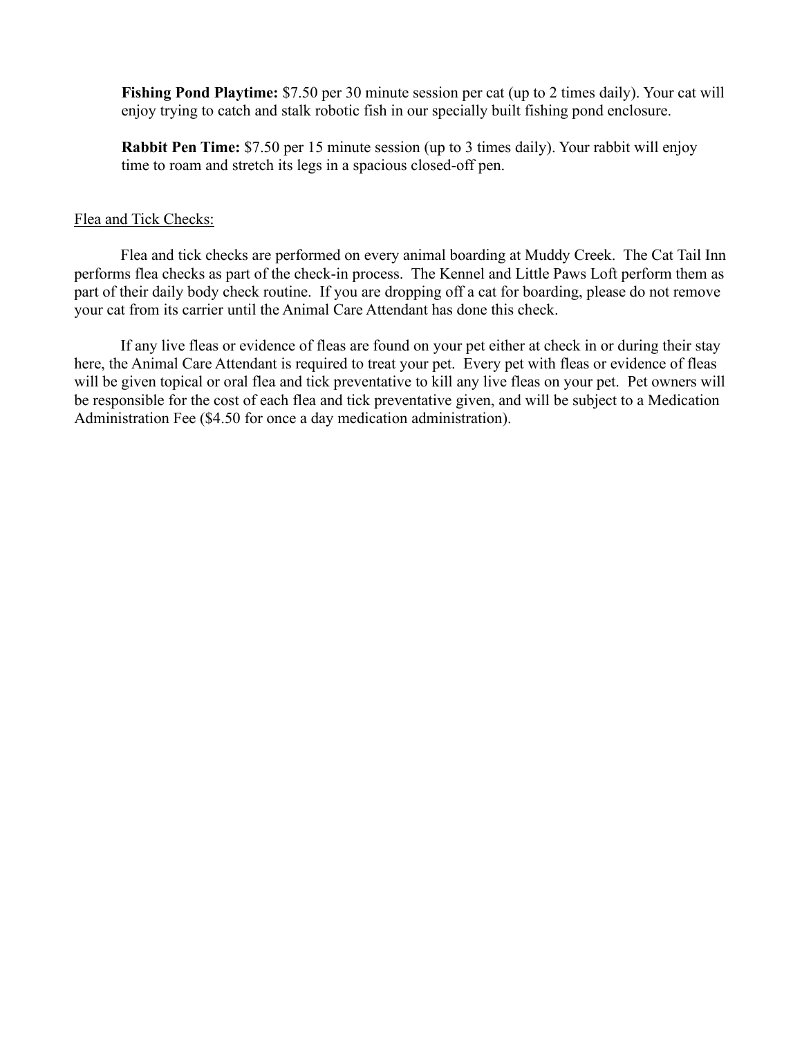**Fishing Pond Playtime:** $7.50 per 30 minute session per cat (up to 2 times daily). Your cat will enjoy trying to catch and stalk robotic fish in our specially built fishing pond enclosure.

**Rabbit Pen Time:** $7.50 per 15 minute session (up to 3 times daily). Your rabbit will enjoy time to roam and stretch its legs in a spacious closed-off pen.

Flea and Tick Checks:

Flea and tick checks are performed on every animal boarding at Muddy Creek. The Cat Tail Inn performs flea checks as part of the check-in process. The Kennel and Little Paws Loft perform them as part of their daily body check routine. If you are dropping off a cat for boarding, please do not remove your cat from its carrier until the Animal Care Attendant has done this check.

If any live fleas or evidence of fleas are found on your pet either at check in or during their stay here, the Animal Care Attendant is required to treat your pet. Every pet with fleas or evidence of fleas will be given topical or oral flea and tick preventative to kill any live fleas on your pet. Pet owners will be responsible for the cost of each flea and tick preventative given, and will be subject to a Medication Administration Fee ($4.50 for once a day medication administration).